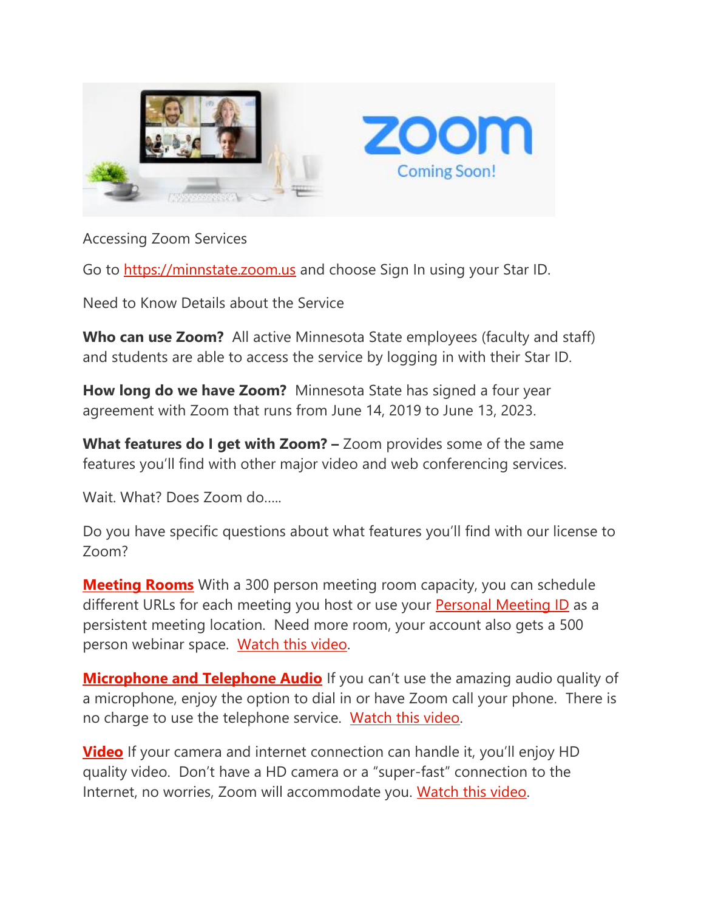Accessing Zoom Services

Go to https://minnstate.zoom.us and choose Sign In using your Star ID.

Need to Know Details about the Service

**Who can use Zoom?** All active Minnesota State employees (faculty and staff) and students are able to access the service by logging in with their Star ID.

**How long do we have Zoom?** Minnesota State has signed a four year agreement with Zoom that runs from June 14, 2019 to June 13, 2023.

**What features do I get with Zoom? –** Zoom provides some of the same features you'll find with other major video and web conferencing services.

Wait. What? Does Zoom do.....

Do you have specific questions about what features you'll find with our license to Zoom?

**Meeting Rooms** With a 300 person meeting room capacity, you can schedule different URLs for each meeting you host or use your Personal Meeting ID as a persistent meeting location. Need more room, your account also gets a 500 person webinar space. Watch this video.

**Microphone and Telephone Audio** If you can't use the amazing audio quality of a microphone, enjoy the option to dial in or have Zoom call your phone. There is no charge to use the telephone service. Watch this video.

**Video** If your camera and internet connection can handle it, you'll enjoy HD quality video. Don't have a HD camera or a "super-fast" connection to the Internet, no worries, Zoom will accommodate you. Watch this video.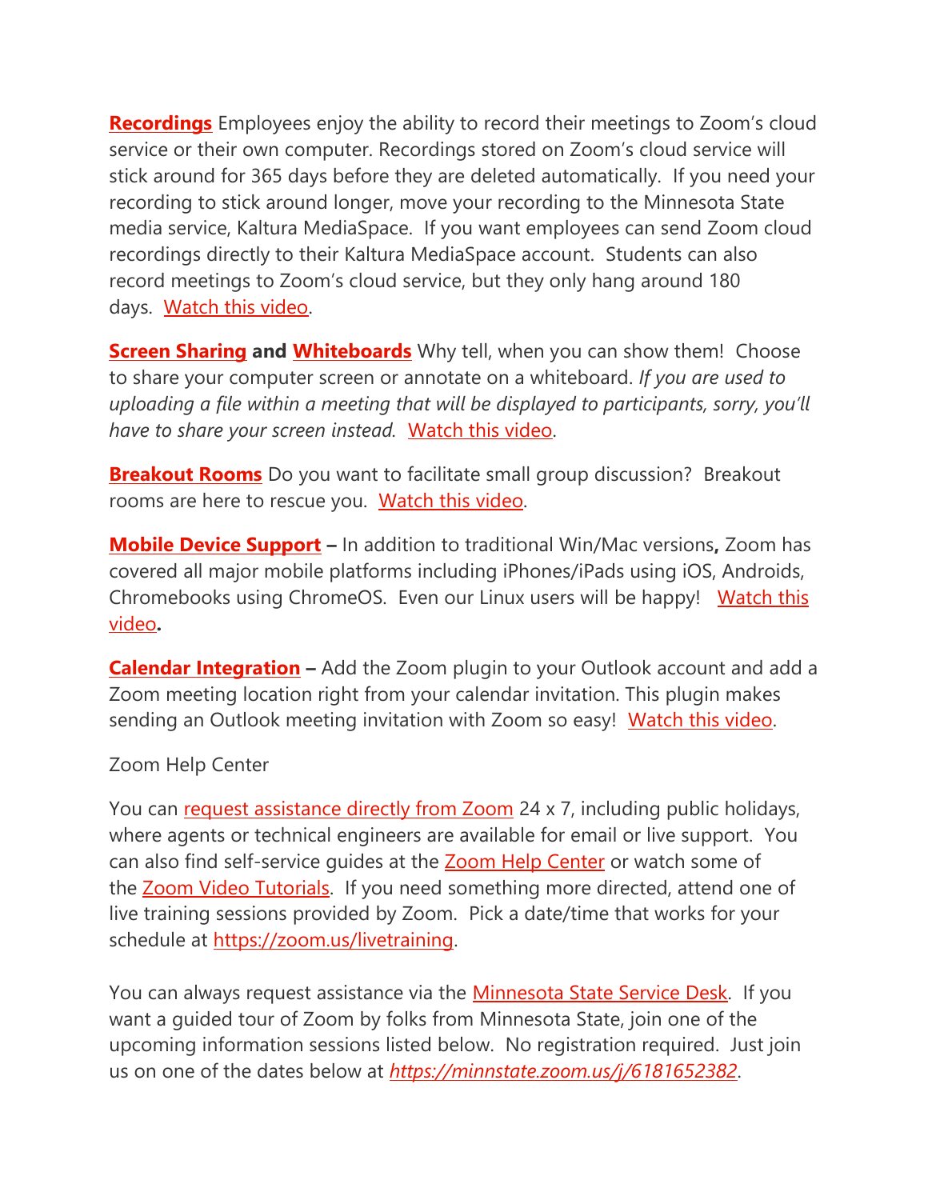**Recordings** Employees enjoy the ability to record their meetings to Zoom's cloud service or their own computer. Recordings stored on Zoom's cloud service will stick around for 365 days before they are deleted automatically. If you need your recording to stick around longer, move your recording to the Minnesota State media service, Kaltura MediaSpace. If you want employees can send Zoom cloud recordings directly to their Kaltura MediaSpace account. Students can also record meetings to Zoom's cloud service, but they only hang around 180 days. Watch this video.

**Screen Sharing** and **Whiteboards** Why tell, when you can show them! Choose to share your computer screen or annotate on a whiteboard. *If you are used to uploading a file within a meeting that will be displayed to participants, sorry, you'll have to share your screen instead.* Watch this video.

**Breakout Rooms** Do you want to facilitate small group discussion? Breakout rooms are here to rescue you. Watch this video.

**Mobile Device Support –** In addition to traditional Win/Mac versions**,** Zoom has covered all major mobile platforms including iPhones/iPads using iOS, Androids, Chromebooks using ChromeOS. Even our Linux users will be happy! Watch this video**.**

**Calendar Integration –** Add the Zoom plugin to your Outlook account and add a Zoom meeting location right from your calendar invitation. This plugin makes sending an Outlook meeting invitation with Zoom so easy! Watch this video.

Zoom Help Center

You can request assistance directly from Zoom 24 x 7, including public holidays, where agents or technical engineers are available for email or live support. You can also find self-service guides at the Zoom Help Center or watch some of the Zoom Video Tutorials. If you need something more directed, attend one of live training sessions provided by Zoom. Pick a date/time that works for your schedule at https://zoom.us/livetraining.

You can always request assistance via the Minnesota State Service Desk. If you want a guided tour of Zoom by folks from Minnesota State, join one of the upcoming information sessions listed below. No registration required. Just join us on one of the dates below at *https://minnstate.zoom.us/j/6181652382*.